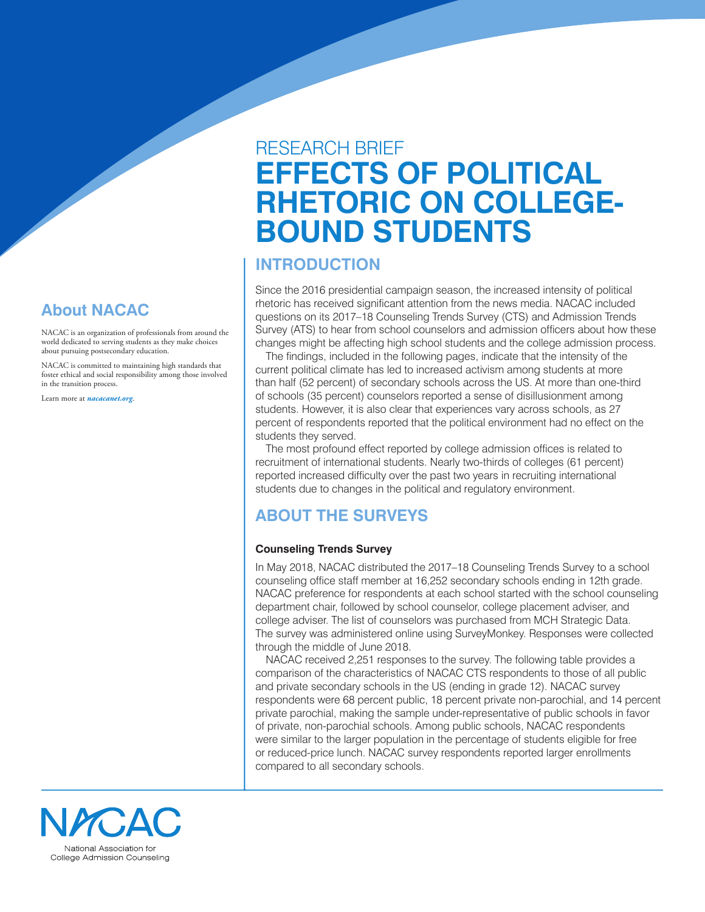RESEARCH BRIEF

# EFFECTS OF POLITICAL RHETORIC ON COLLEGE-BOUND STUDENTS

## INTRODUCTION

Since the 2016 presidential campaign season, the increased intensity of political rhetoric has received significant attention from the news media. NACAC included questions on its 2017–18 Counseling Trends Survey (CTS) and Admission Trends Survey (ATS) to hear from school counselors and admission officers about how these changes might be affecting high school students and the college admission process.

The findings, included in the following pages, indicate that the intensity of the current political climate has led to increased activism among students at more than half (52 percent) of secondary schools across the US. At more than one-third of schools (35 percent) counselors reported a sense of disillusionment among students. However, it is also clear that experiences vary across schools, as 27 percent of respondents reported that the political environment had no effect on the students they served.

The most profound effect reported by college admission offices is related to recruitment of international students. Nearly two-thirds of colleges (61 percent) reported increased difficulty over the past two years in recruiting international students due to changes in the political and regulatory environment.

## ABOUT THE SURVEYS

### Counseling Trends Survey

In May 2018, NACAC distributed the 2017–18 Counseling Trends Survey to a school counseling office staff member at 16,252 secondary schools ending in 12th grade. NACAC preference for respondents at each school started with the school counseling department chair, followed by school counselor, college placement adviser, and college adviser. The list of counselors was purchased from MCH Strategic Data. The survey was administered online using SurveyMonkey. Responses were collected through the middle of June 2018.

NACAC received 2,251 responses to the survey. The following table provides a comparison of the characteristics of NACAC CTS respondents to those of all public and private secondary schools in the US (ending in grade 12). NACAC survey respondents were 68 percent public, 18 percent private non-parochial, and 14 percent private parochial, making the sample under-representative of public schools in favor of private, non-parochial schools. Among public schools, NACAC respondents were similar to the larger population in the percentage of students eligible for free or reduced-price lunch. NACAC survey respondents reported larger enrollments compared to all secondary schools.

## About NACAC

NACAC is an organization of professionals from around the world dedicated to serving students as they make choices about pursuing postsecondary education.

NACAC is committed to maintaining high standards that foster ethical and social responsibility among those involved in the transition process.

Learn more at ***nacacnet.org***.

NACAC

National Association for College Admission Counseling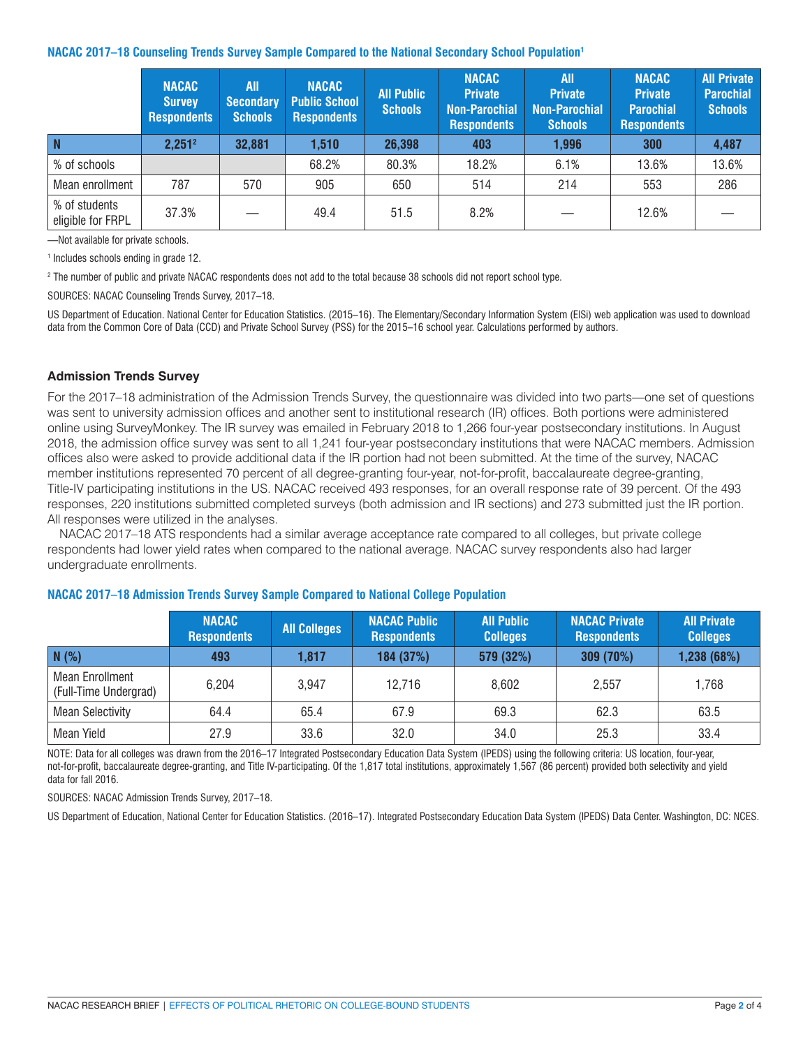**NACAC 2017–18 Counseling Trends Survey Sample Compared to the National Secondary School Population[1]**

| | NACAC Survey Respondents | All Secondary Schools | NACAC Public School Respondents | All Public Schools | NACAC Private Non-Parochial Respondents | All Private Non-Parochial Schools | NACAC Private Parochial Respondents | All Private Parochial Schools |
|---|---|---|---|---|---|---|---|---|
| N | 2,251[2] | 32,881 | 1,510 | 26,398 | 403 | 1,996 | 300 | 4,487 |
| % of schools | | | 68.2% | 80.3% | 18.2% | 6.1% | 13.6% | 13.6% |
| Mean enrollment | 787 | 570 | 905 | 650 | 514 | 214 | 553 | 286 |
| % of students eligible for FRPL | 37.3% | — | 49.4 | 51.5 | 8.2% | — | 12.6% | — |

—Not available for private schools.

[1] Includes schools ending in grade 12.

[2] The number of public and private NACAC respondents does not add to the total because 38 schools did not report school type.

SOURCES: NACAC Counseling Trends Survey, 2017–18.

US Department of Education. National Center for Education Statistics. (2015–16). The Elementary/Secondary Information System (ElSi) web application was used to download data from the Common Core of Data (CCD) and Private School Survey (PSS) for the 2015–16 school year. Calculations performed by authors.

### Admission Trends Survey

For the 2017–18 administration of the Admission Trends Survey, the questionnaire was divided into two parts—one set of questions was sent to university admission offices and another sent to institutional research (IR) offices. Both portions were administered online using SurveyMonkey. The IR survey was emailed in February 2018 to 1,266 four-year postsecondary institutions. In August 2018, the admission office survey was sent to all 1,241 four-year postsecondary institutions that were NACAC members. Admission offices also were asked to provide additional data if the IR portion had not been submitted. At the time of the survey, NACAC member institutions represented 70 percent of all degree-granting four-year, not-for-profit, baccalaureate degree-granting, Title-IV participating institutions in the US. NACAC received 493 responses, for an overall response rate of 39 percent. Of the 493 responses, 220 institutions submitted completed surveys (both admission and IR sections) and 273 submitted just the IR portion. All responses were utilized in the analyses.

NACAC 2017–18 ATS respondents had a similar average acceptance rate compared to all colleges, but private college respondents had lower yield rates when compared to the national average. NACAC survey respondents also had larger undergraduate enrollments.

**NACAC 2017–18 Admission Trends Survey Sample Compared to National College Population**

| | NACAC Respondents | All Colleges | NACAC Public Respondents | All Public Colleges | NACAC Private Respondents | All Private Colleges |
|---|---|---|---|---|---|---|
| N (%) | 493 | 1,817 | 184 (37%) | 579 (32%) | 309 (70%) | 1,238 (68%) |
| Mean Enrollment (Full-Time Undergrad) | 6,204 | 3,947 | 12,716 | 8,602 | 2,557 | 1,768 |
| Mean Selectivity | 64.4 | 65.4 | 67.9 | 69.3 | 62.3 | 63.5 |
| Mean Yield | 27.9 | 33.6 | 32.0 | 34.0 | 25.3 | 33.4 |

NOTE: Data for all colleges was drawn from the 2016–17 Integrated Postsecondary Education Data System (IPEDS) using the following criteria: US location, four-year, not-for-profit, baccalaureate degree-granting, and Title IV-participating. Of the 1,817 total institutions, approximately 1,567 (86 percent) provided both selectivity and yield data for fall 2016.

SOURCES: NACAC Admission Trends Survey, 2017–18.

US Department of Education, National Center for Education Statistics. (2016–17). Integrated Postsecondary Education Data System (IPEDS) Data Center. Washington, DC: NCES.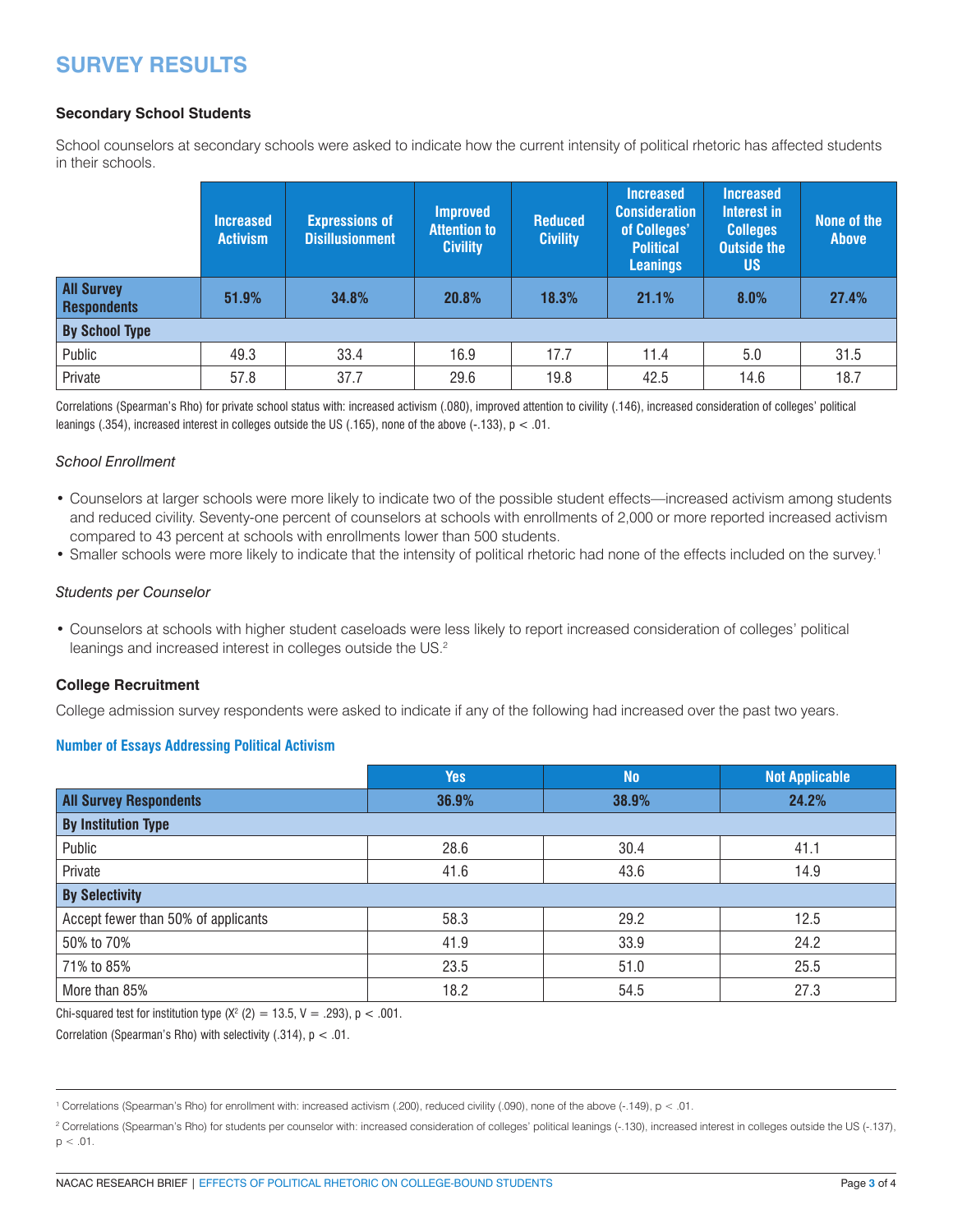## SURVEY RESULTS

### Secondary School Students

School counselors at secondary schools were asked to indicate how the current intensity of political rhetoric has affected students in their schools.

| | Increased Activism | Expressions of Disillusionment | Improved Attention to Civility | Reduced Civility | Increased Consideration of Colleges' Political Leanings | Increased Interest in Colleges Outside the US | None of the Above |
|---|---|---|---|---|---|---|---|
| **All Survey Respondents** | **51.9%** | **34.8%** | **20.8%** | **18.3%** | **21.1%** | **8.0%** | **27.4%** |
| **By School Type** | | | | | | | |
| Public | 49.3 | 33.4 | 16.9 | 17.7 | 11.4 | 5.0 | 31.5 |
| Private | 57.8 | 37.7 | 29.6 | 19.8 | 42.5 | 14.6 | 18.7 |

Correlations (Spearman's Rho) for private school status with: increased activism (.080), improved attention to civility (.146), increased consideration of colleges' political leanings (.354), increased interest in colleges outside the US (.165), none of the above (-.133), $p < .01$.

*School Enrollment*

- Counselors at larger schools were more likely to indicate two of the possible student effects—increased activism among students and reduced civility. Seventy-one percent of counselors at schools with enrollments of 2,000 or more reported increased activism compared to 43 percent at schools with enrollments lower than 500 students.
- Smaller schools were more likely to indicate that the intensity of political rhetoric had none of the effects included on the survey.[1]

*Students per Counselor*

- Counselors at schools with higher student caseloads were less likely to report increased consideration of colleges' political leanings and increased interest in colleges outside the US.[2]

### College Recruitment

College admission survey respondents were asked to indicate if any of the following had increased over the past two years.

**Number of Essays Addressing Political Activism**

| | Yes | No | Not Applicable |
|---|---|---|---|
| **All Survey Respondents** | **36.9%** | **38.9%** | **24.2%** |
| **By Institution Type** | | | |
| Public | 28.6 | 30.4 | 41.1 |
| Private | 41.6 | 43.6 | 14.9 |
| **By Selectivity** | | | |
| Accept fewer than 50% of applicants | 58.3 | 29.2 | 12.5 |
| 50% to 70% | 41.9 | 33.9 | 24.2 |
| 71% to 85% | 23.5 | 51.0 | 25.5 |
| More than 85% | 18.2 | 54.5 | 27.3 |

Chi-squared test for institution type ($X^2$ (2) = 13.5, V = .293), $p < .001$.

Correlation (Spearman's Rho) with selectivity (.314), $p < .01$.

---

[1] Correlations (Spearman's Rho) for enrollment with: increased activism (.200), reduced civility (.090), none of the above (-.149), $p < .01$.

[2] Correlations (Spearman's Rho) for students per counselor with: increased consideration of colleges' political leanings (-.130), increased interest in colleges outside the US (-.137), $p < .01$.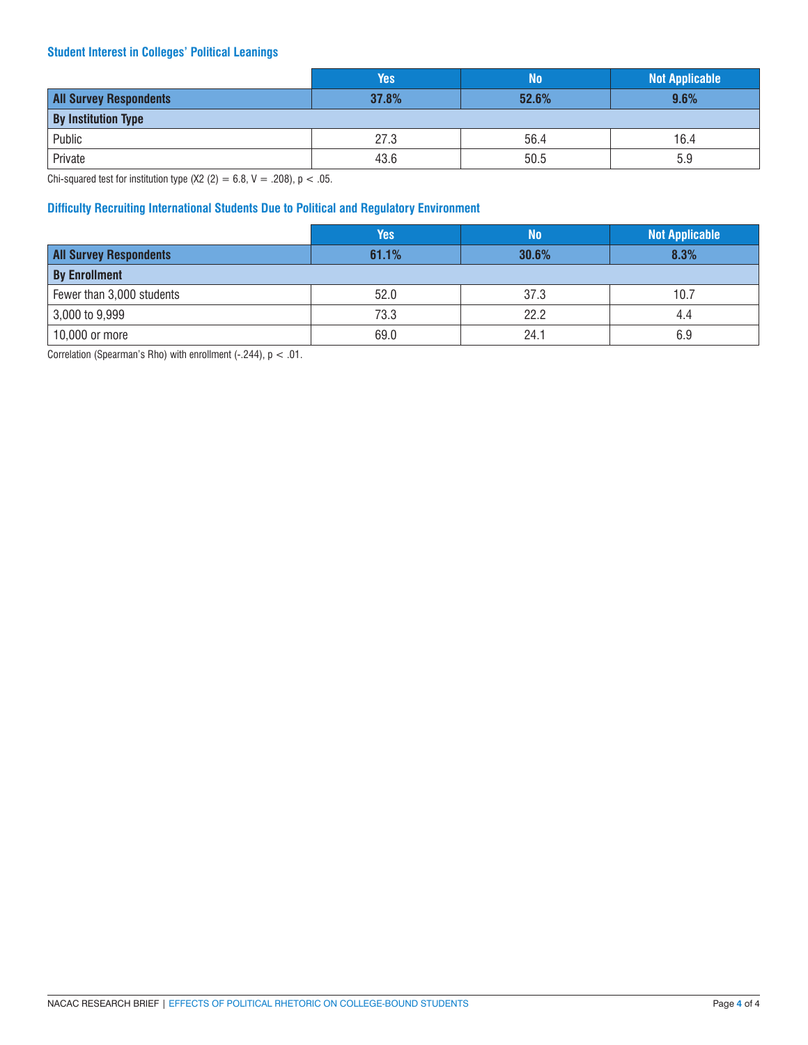### Student Interest in Colleges' Political Leanings

| | Yes | No | Not Applicable |
|---|---|---|---|
| **All Survey Respondents** | **37.8%** | **52.6%** | **9.6%** |
| **By Institution Type** | | | |
| Public | 27.3 | 56.4 | 16.4 |
| Private | 43.6 | 50.5 | 5.9 |

Chi-squared test for institution type ($X2\ (2) = 6.8$, $V = .208$), $p < .05$.

### Difficulty Recruiting International Students Due to Political and Regulatory Environment

| | Yes | No | Not Applicable |
|---|---|---|---|
| **All Survey Respondents** | **61.1%** | **30.6%** | **8.3%** |
| **By Enrollment** | | | |
| Fewer than 3,000 students | 52.0 | 37.3 | 10.7 |
| 3,000 to 9,999 | 73.3 | 22.2 | 4.4 |
| 10,000 or more | 69.0 | 24.1 | 6.9 |

Correlation (Spearman's Rho) with enrollment (-.244), $p < .01$.